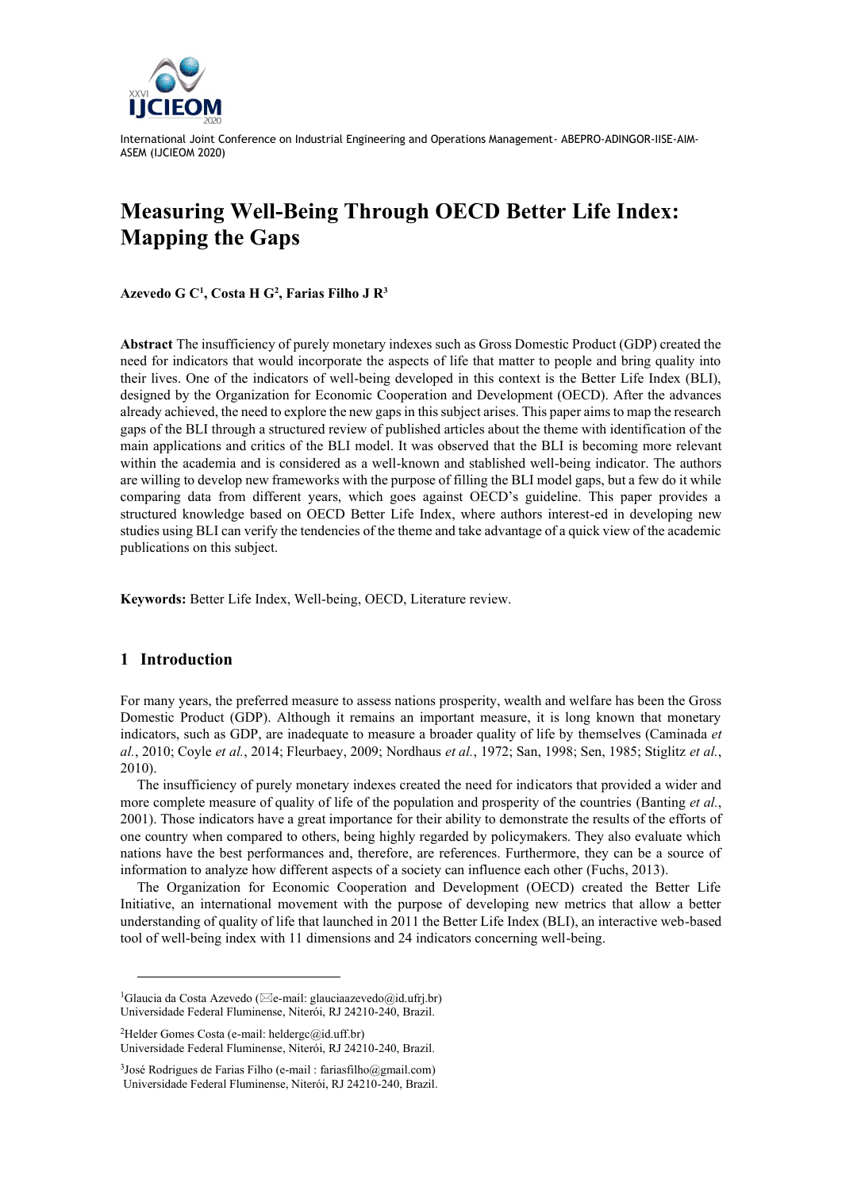# Measuring Well-Being Through OECD Better Life Index: Mapping the Gaps

**Azevedo G C[1], Costa H G[2], Farias Filho J R[3]**

**Abstract** The insufficiency of purely monetary indexes such as Gross Domestic Product (GDP) created the need for indicators that would incorporate the aspects of life that matter to people and bring quality into their lives. One of the indicators of well-being developed in this context is the Better Life Index (BLI), designed by the Organization for Economic Cooperation and Development (OECD). After the advances already achieved, the need to explore the new gaps in this subject arises. This paper aims to map the research gaps of the BLI through a structured review of published articles about the theme with identification of the main applications and critics of the BLI model. It was observed that the BLI is becoming more relevant within the academia and is considered as a well-known and stablished well-being indicator. The authors are willing to develop new frameworks with the purpose of filling the BLI model gaps, but a few do it while comparing data from different years, which goes against OECD's guideline. This paper provides a structured knowledge based on OECD Better Life Index, where authors interest-ed in developing new studies using BLI can verify the tendencies of the theme and take advantage of a quick view of the academic publications on this subject.

**Keywords:** Better Life Index, Well-being, OECD, Literature review.

## 1 Introduction

For many years, the preferred measure to assess nations prosperity, wealth and welfare has been the Gross Domestic Product (GDP). Although it remains an important measure, it is long known that monetary indicators, such as GDP, are inadequate to measure a broader quality of life by themselves (Caminada *et al.*, 2010; Coyle *et al.*, 2014; Fleurbaey, 2009; Nordhaus *et al.*, 1972; San, 1998; Sen, 1985; Stiglitz *et al.*, 2010).

The insufficiency of purely monetary indexes created the need for indicators that provided a wider and more complete measure of quality of life of the population and prosperity of the countries (Banting *et al.*, 2001). Those indicators have a great importance for their ability to demonstrate the results of the efforts of one country when compared to others, being highly regarded by policymakers. They also evaluate which nations have the best performances and, therefore, are references. Furthermore, they can be a source of information to analyze how different aspects of a society can influence each other (Fuchs, 2013).

The Organization for Economic Cooperation and Development (OECD) created the Better Life Initiative, an international movement with the purpose of developing new metrics that allow a better understanding of quality of life that launched in 2011 the Better Life Index (BLI), an interactive web-based tool of well-being index with 11 dimensions and 24 indicators concerning well-being.

---

[1]Glaucia da Costa Azevedo (✉e-mail: glauciaazevedo@id.ufrj.br)
Universidade Federal Fluminense, Niterói, RJ 24210-240, Brazil.

[2]Helder Gomes Costa (e-mail: heldergc@id.uff.br)
Universidade Federal Fluminense, Niterói, RJ 24210-240, Brazil.

[3]José Rodrigues de Farias Filho (e-mail : fariasfilho@gmail.com)
Universidade Federal Fluminense, Niterói, RJ 24210-240, Brazil.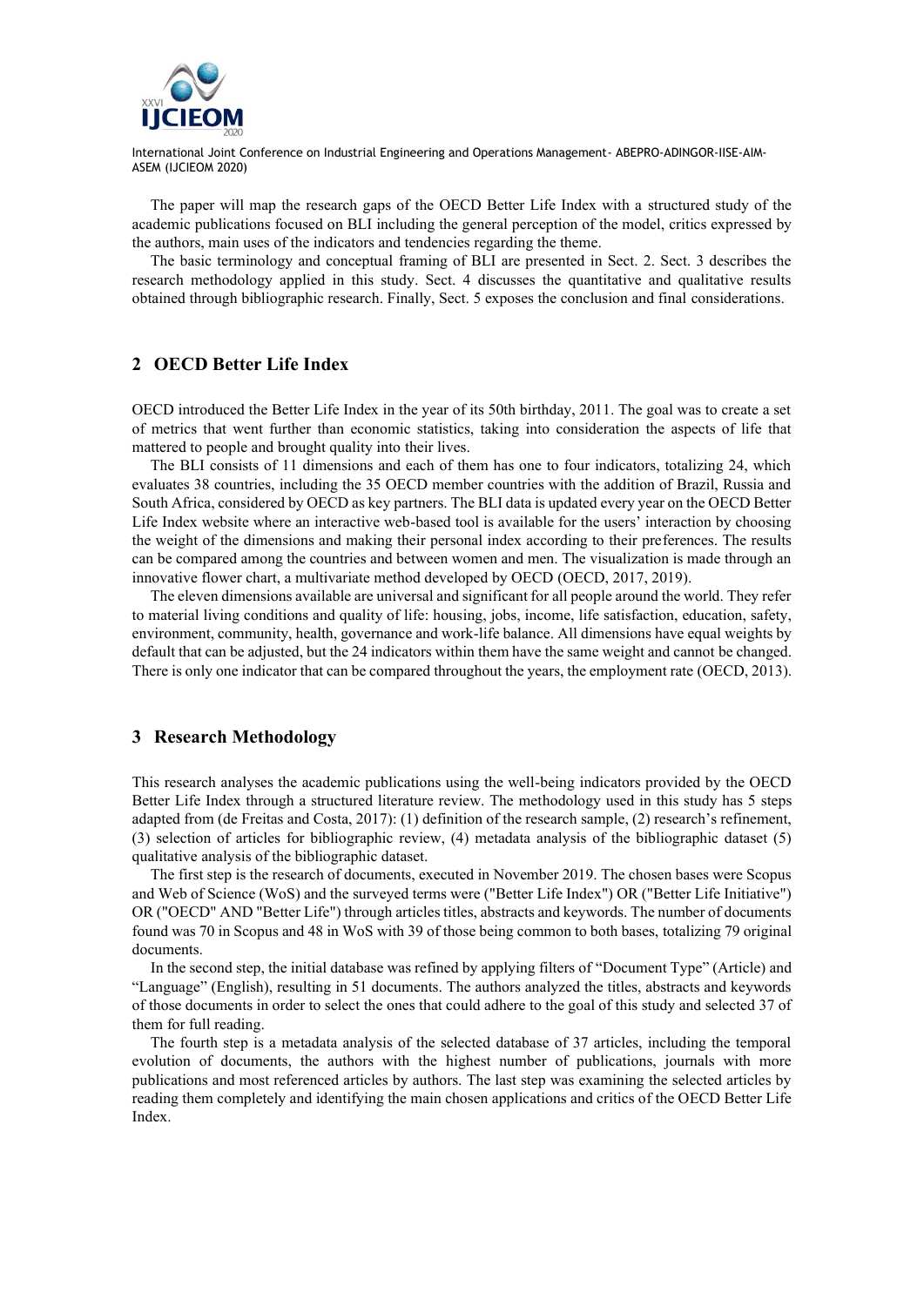The paper will map the research gaps of the OECD Better Life Index with a structured study of the academic publications focused on BLI including the general perception of the model, critics expressed by the authors, main uses of the indicators and tendencies regarding the theme.

The basic terminology and conceptual framing of BLI are presented in Sect. 2. Sect. 3 describes the research methodology applied in this study. Sect. 4 discusses the quantitative and qualitative results obtained through bibliographic research. Finally, Sect. 5 exposes the conclusion and final considerations.

## 2 OECD Better Life Index

OECD introduced the Better Life Index in the year of its 50th birthday, 2011. The goal was to create a set of metrics that went further than economic statistics, taking into consideration the aspects of life that mattered to people and brought quality into their lives.

The BLI consists of 11 dimensions and each of them has one to four indicators, totalizing 24, which evaluates 38 countries, including the 35 OECD member countries with the addition of Brazil, Russia and South Africa, considered by OECD as key partners. The BLI data is updated every year on the OECD Better Life Index website where an interactive web-based tool is available for the users' interaction by choosing the weight of the dimensions and making their personal index according to their preferences. The results can be compared among the countries and between women and men. The visualization is made through an innovative flower chart, a multivariate method developed by OECD (OECD, 2017, 2019).

The eleven dimensions available are universal and significant for all people around the world. They refer to material living conditions and quality of life: housing, jobs, income, life satisfaction, education, safety, environment, community, health, governance and work-life balance. All dimensions have equal weights by default that can be adjusted, but the 24 indicators within them have the same weight and cannot be changed. There is only one indicator that can be compared throughout the years, the employment rate (OECD, 2013).

## 3 Research Methodology

This research analyses the academic publications using the well-being indicators provided by the OECD Better Life Index through a structured literature review. The methodology used in this study has 5 steps adapted from (de Freitas and Costa, 2017): (1) definition of the research sample, (2) research's refinement, (3) selection of articles for bibliographic review, (4) metadata analysis of the bibliographic dataset (5) qualitative analysis of the bibliographic dataset.

The first step is the research of documents, executed in November 2019. The chosen bases were Scopus and Web of Science (WoS) and the surveyed terms were ("Better Life Index") OR ("Better Life Initiative") OR ("OECD" AND "Better Life") through articles titles, abstracts and keywords. The number of documents found was 70 in Scopus and 48 in WoS with 39 of those being common to both bases, totalizing 79 original documents.

In the second step, the initial database was refined by applying filters of "Document Type" (Article) and "Language" (English), resulting in 51 documents. The authors analyzed the titles, abstracts and keywords of those documents in order to select the ones that could adhere to the goal of this study and selected 37 of them for full reading.

The fourth step is a metadata analysis of the selected database of 37 articles, including the temporal evolution of documents, the authors with the highest number of publications, journals with more publications and most referenced articles by authors. The last step was examining the selected articles by reading them completely and identifying the main chosen applications and critics of the OECD Better Life Index.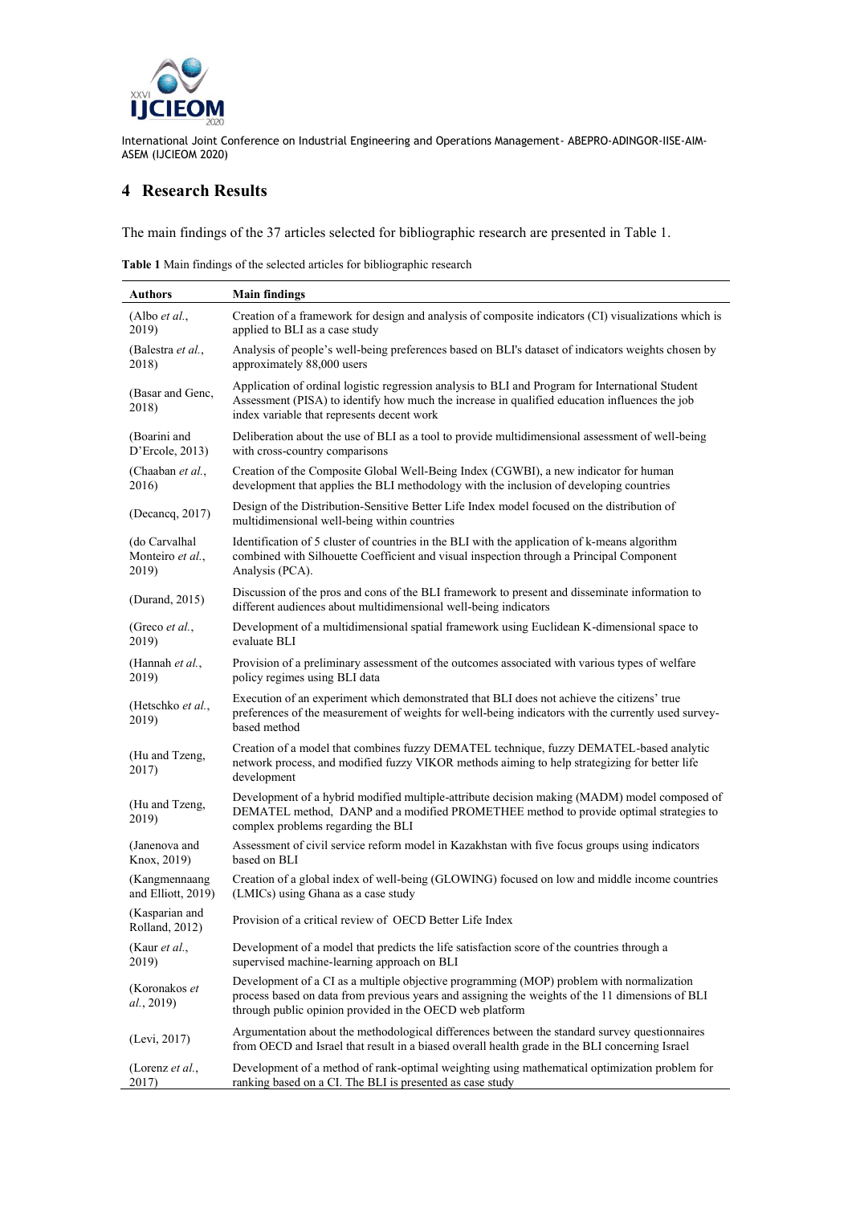## 4 Research Results

The main findings of the 37 articles selected for bibliographic research are presented in Table 1.

**Table 1** Main findings of the selected articles for bibliographic research

| Authors | Main findings |
|---|---|
| (Albo *et al.*, 2019) | Creation of a framework for design and analysis of composite indicators (CI) visualizations which is applied to BLI as a case study |
| (Balestra *et al.*, 2018) | Analysis of people's well-being preferences based on BLI's dataset of indicators weights chosen by approximately 88,000 users |
| (Basar and Genc, 2018) | Application of ordinal logistic regression analysis to BLI and Program for International Student Assessment (PISA) to identify how much the increase in qualified education influences the job index variable that represents decent work |
| (Boarini and D'Ercole, 2013) | Deliberation about the use of BLI as a tool to provide multidimensional assessment of well-being with cross-country comparisons |
| (Chaaban *et al.*, 2016) | Creation of the Composite Global Well-Being Index (CGWBI), a new indicator for human development that applies the BLI methodology with the inclusion of developing countries |
| (Decancq, 2017) | Design of the Distribution-Sensitive Better Life Index model focused on the distribution of multidimensional well-being within countries |
| (do Carvalhal Monteiro *et al.*, 2019) | Identification of 5 cluster of countries in the BLI with the application of k-means algorithm combined with Silhouette Coefficient and visual inspection through a Principal Component Analysis (PCA). |
| (Durand, 2015) | Discussion of the pros and cons of the BLI framework to present and disseminate information to different audiences about multidimensional well-being indicators |
| (Greco *et al.*, 2019) | Development of a multidimensional spatial framework using Euclidean K-dimensional space to evaluate BLI |
| (Hannah *et al.*, 2019) | Provision of a preliminary assessment of the outcomes associated with various types of welfare policy regimes using BLI data |
| (Hetschko *et al.*, 2019) | Execution of an experiment which demonstrated that BLI does not achieve the citizens' true preferences of the measurement of weights for well-being indicators with the currently used survey-based method |
| (Hu and Tzeng, 2017) | Creation of a model that combines fuzzy DEMATEL technique, fuzzy DEMATEL-based analytic network process, and modified fuzzy VIKOR methods aiming to help strategizing for better life development |
| (Hu and Tzeng, 2019) | Development of a hybrid modified multiple-attribute decision making (MADM) model composed of DEMATEL method, DANP and a modified PROMETHEE method to provide optimal strategies to complex problems regarding the BLI |
| (Janenova and Knox, 2019) | Assessment of civil service reform model in Kazakhstan with five focus groups using indicators based on BLI |
| (Kangmennaang and Elliott, 2019) | Creation of a global index of well-being (GLOWING) focused on low and middle income countries (LMICs) using Ghana as a case study |
| (Kasparian and Rolland, 2012) | Provision of a critical review of OECD Better Life Index |
| (Kaur *et al.*, 2019) | Development of a model that predicts the life satisfaction score of the countries through a supervised machine-learning approach on BLI |
| (Koronakos *et al.*, 2019) | Development of a CI as a multiple objective programming (MOP) problem with normalization process based on data from previous years and assigning the weights of the 11 dimensions of BLI through public opinion provided in the OECD web platform |
| (Levi, 2017) | Argumentation about the methodological differences between the standard survey questionnaires from OECD and Israel that result in a biased overall health grade in the BLI concerning Israel |
| (Lorenz *et al.*, 2017) | Development of a method of rank-optimal weighting using mathematical optimization problem for ranking based on a CI. The BLI is presented as case study |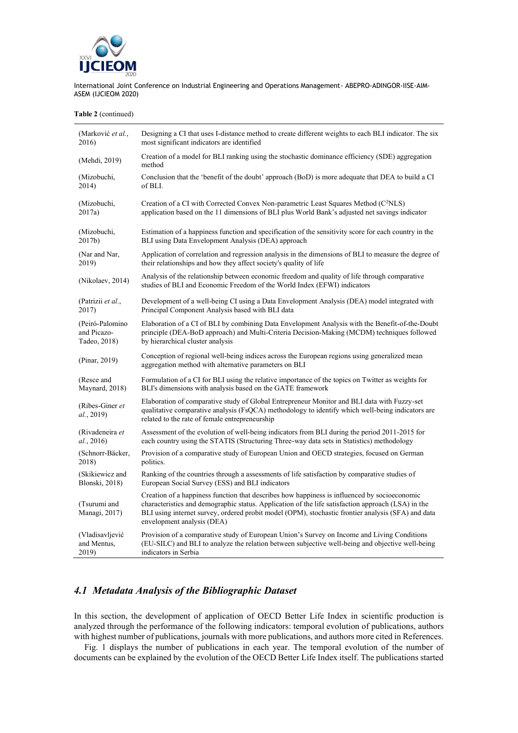**Table 2** (continued)

| | |
|---|---|
| (Marković *et al.*, 2016) | Designing a CI that uses I-distance method to create different weights to each BLI indicator. The six most significant indicators are identified |
| (Mehdi, 2019) | Creation of a model for BLI ranking using the stochastic dominance efficiency (SDE) aggregation method |
| (Mizobuchi, 2014) | Conclusion that the 'benefit of the doubt' approach (BoD) is more adequate that DEA to build a CI of BLI. |
| (Mizobuchi, 2017a) | Creation of a CI with Corrected Convex Non-parametric Least Squares Method ($C^2NLS$) application based on the 11 dimensions of BLI plus World Bank's adjusted net savings indicator |
| (Mizobuchi, 2017b) | Estimation of a happiness function and specification of the sensitivity score for each country in the BLI using Data Envelopment Analysis (DEA) approach |
| (Nar and Nar, 2019) | Application of correlation and regression analysis in the dimensions of BLI to measure the degree of their relationships and how they affect society's quality of life |
| (Nikolaev, 2014) | Analysis of the relationship between economic freedom and quality of life through comparative studies of BLI and Economic Freedom of the World Index (EFWI) indicators |
| (Patrizii *et al.*, 2017) | Development of a well-being CI using a Data Envelopment Analysis (DEA) model integrated with Principal Component Analysis based with BLI data |
| (Peiró-Palomino and Picazo-Tadeo, 2018) | Elaboration of a CI of BLI by combining Data Envelopment Analysis with the Benefit-of-the-Doubt principle (DEA-BoD approach) and Multi-Criteria Decision-Making (MCDM) techniques followed by hierarchical cluster analysis |
| (Pinar, 2019) | Conception of regional well-being indices across the European regions using generalized mean aggregation method with alternative parameters on BLI |
| (Resce and Maynard, 2018) | Formulation of a CI for BLI using the relative importance of the topics on Twitter as weights for BLI's dimensions with analysis based on the GATE framework |
| (Ribes-Giner *et al.*, 2019) | Elaboration of comparative study of Global Entrepreneur Monitor and BLI data with Fuzzy-set qualitative comparative analysis (FsQCA) methodology to identify which well-being indicators are related to the rate of female entrepreneurship |
| (Rivadeneira *et al.*, 2016) | Assessment of the evolution of well-being indicators from BLI during the period 2011-2015 for each country using the STATIS (Structuring Three-way data sets in Statistics) methodology |
| (Schnorr-Bäcker, 2018) | Provision of a comparative study of European Union and OECD strategies, focused on German politics. |
| (Skikiewicz and Blonski, 2018) | Ranking of the countries through a assessments of life satisfaction by comparative studies of European Social Survey (ESS) and BLI indicators |
| (Tsurumi and Managi, 2017) | Creation of a happiness function that describes how happiness is influenced by socioeconomic characteristics and demographic status. Application of the life satisfaction approach (LSA) in the BLI using internet survey, ordered probit model (OPM), stochastic frontier analysis (SFA) and data envelopment analysis (DEA) |
| (Vladisavljević and Mentus, 2019) | Provision of a comparative study of European Union's Survey on Income and Living Conditions (EU-SILC) and BLI to analyze the relation between subjective well-being and objective well-being indicators in Serbia |

### *4.1 Metadata Analysis of the Bibliographic Dataset*

In this section, the development of application of OECD Better Life Index in scientific production is analyzed through the performance of the following indicators: temporal evolution of publications, authors with highest number of publications, journals with more publications, and authors more cited in References.

Fig. 1 displays the number of publications in each year. The temporal evolution of the number of documents can be explained by the evolution of the OECD Better Life Index itself. The publications started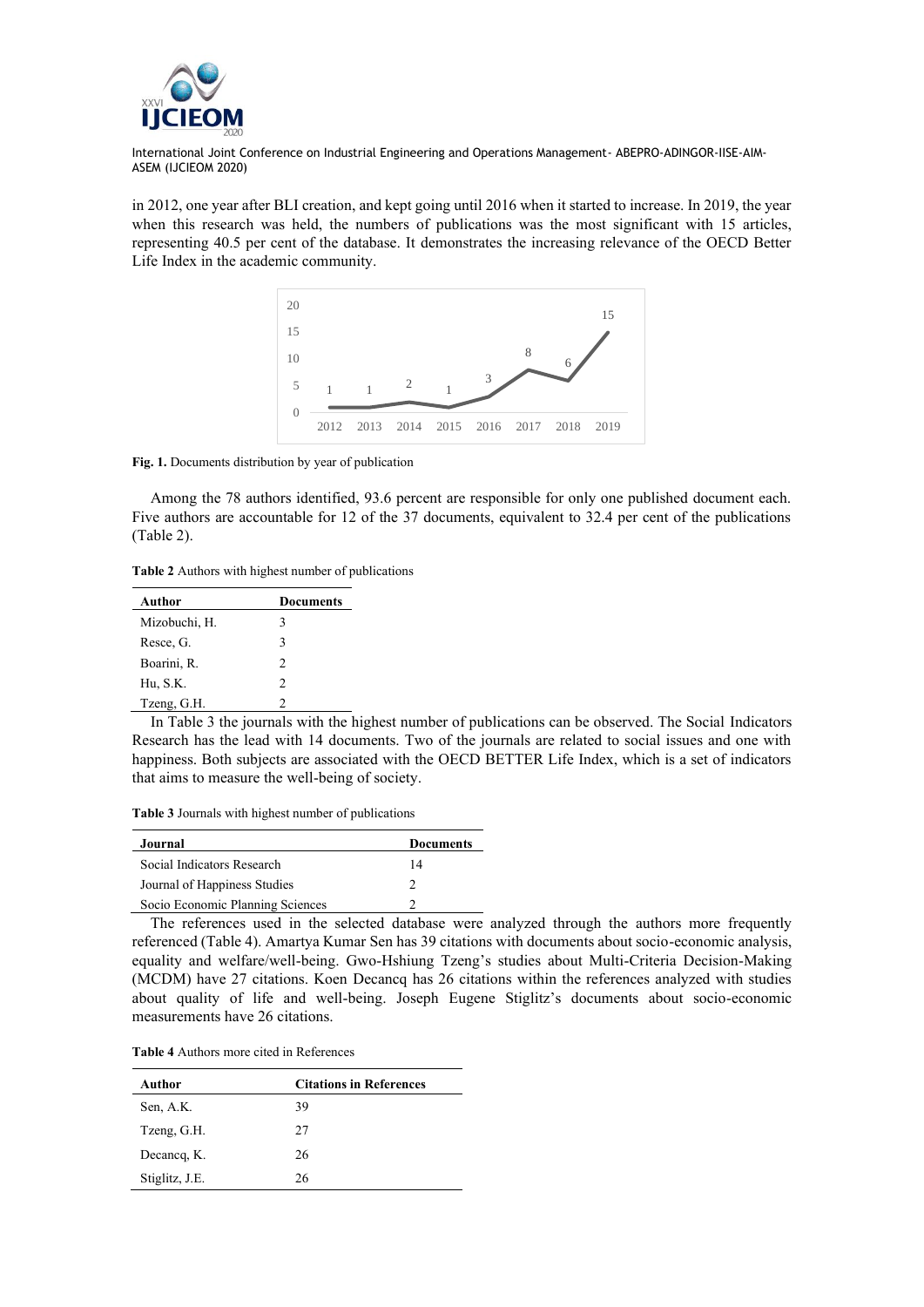in 2012, one year after BLI creation, and kept going until 2016 when it started to increase. In 2019, the year when this research was held, the numbers of publications was the most significant with 15 articles, representing 40.5 per cent of the database. It demonstrates the increasing relevance of the OECD Better Life Index in the academic community.

**Fig. 1.** Documents distribution by year of publication

Among the 78 authors identified, 93.6 percent are responsible for only one published document each. Five authors are accountable for 12 of the 37 documents, equivalent to 32.4 per cent of the publications (Table 2).

**Table 2** Authors with highest number of publications

| Author | Documents |
|---|---|
| Mizobuchi, H. | 3 |
| Resce, G. | 3 |
| Boarini, R. | 2 |
| Hu, S.K. | 2 |
| Tzeng, G.H. | 2 |

In Table 3 the journals with the highest number of publications can be observed. The Social Indicators Research has the lead with 14 documents. Two of the journals are related to social issues and one with happiness. Both subjects are associated with the OECD BETTER Life Index, which is a set of indicators that aims to measure the well-being of society.

**Table 3** Journals with highest number of publications

| Journal | Documents |
|---|---|
| Social Indicators Research | 14 |
| Journal of Happiness Studies | 2 |
| Socio Economic Planning Sciences | 2 |

The references used in the selected database were analyzed through the authors more frequently referenced (Table 4). Amartya Kumar Sen has 39 citations with documents about socio-economic analysis, equality and welfare/well-being. Gwo-Hshiung Tzeng's studies about Multi-Criteria Decision-Making (MCDM) have 27 citations. Koen Decancq has 26 citations within the references analyzed with studies about quality of life and well-being. Joseph Eugene Stiglitz's documents about socio-economic measurements have 26 citations.

**Table 4** Authors more cited in References

| Author | Citations in References |
|---|---|
| Sen, A.K. | 39 |
| Tzeng, G.H. | 27 |
| Decancq, K. | 26 |
| Stiglitz, J.E. | 26 |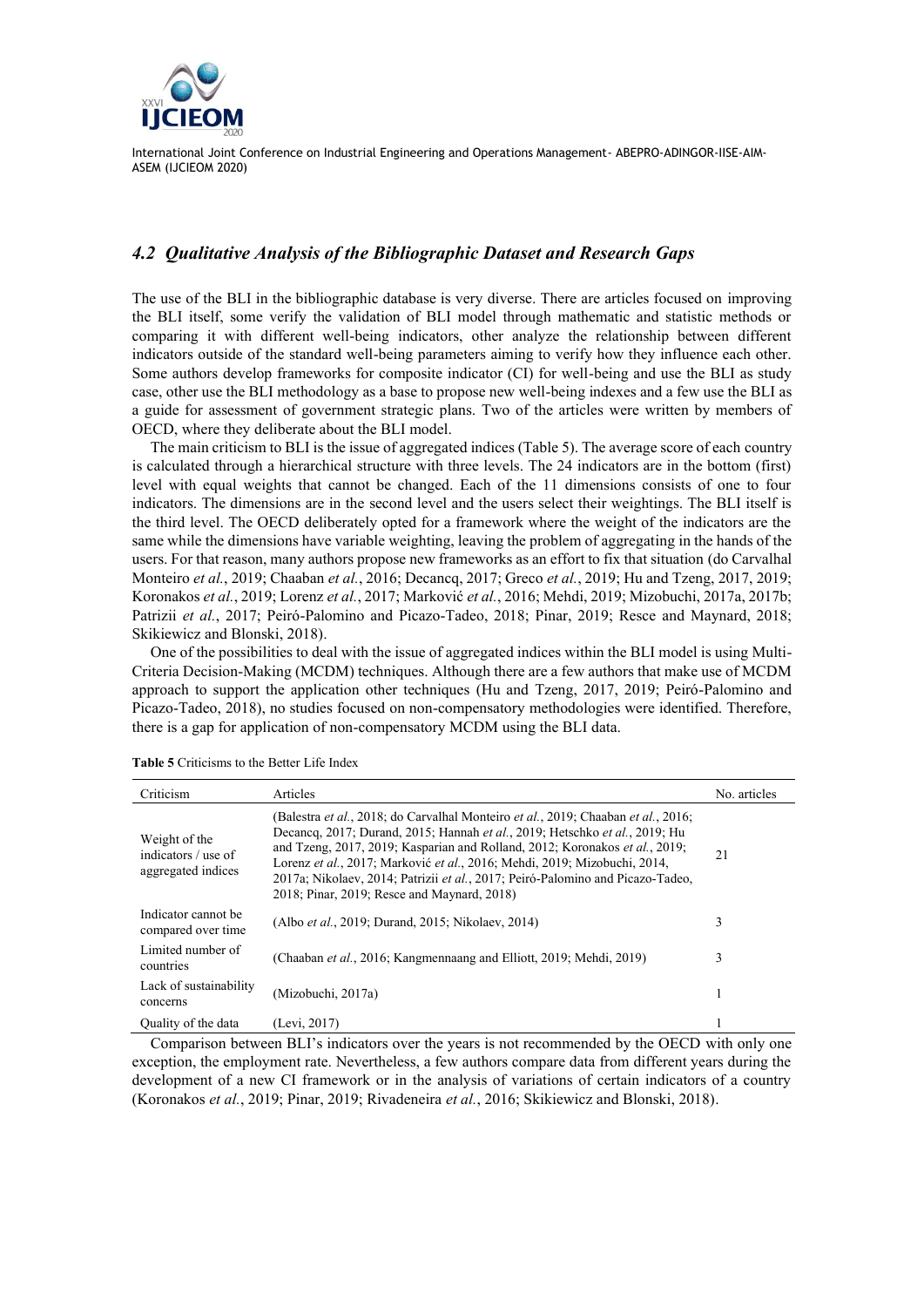### *4.2 Qualitative Analysis of the Bibliographic Dataset and Research Gaps*

The use of the BLI in the bibliographic database is very diverse. There are articles focused on improving the BLI itself, some verify the validation of BLI model through mathematic and statistic methods or comparing it with different well-being indicators, other analyze the relationship between different indicators outside of the standard well-being parameters aiming to verify how they influence each other. Some authors develop frameworks for composite indicator (CI) for well-being and use the BLI as study case, other use the BLI methodology as a base to propose new well-being indexes and a few use the BLI as a guide for assessment of government strategic plans. Two of the articles were written by members of OECD, where they deliberate about the BLI model.

The main criticism to BLI is the issue of aggregated indices (Table 5). The average score of each country is calculated through a hierarchical structure with three levels. The 24 indicators are in the bottom (first) level with equal weights that cannot be changed. Each of the 11 dimensions consists of one to four indicators. The dimensions are in the second level and the users select their weightings. The BLI itself is the third level. The OECD deliberately opted for a framework where the weight of the indicators are the same while the dimensions have variable weighting, leaving the problem of aggregating in the hands of the users. For that reason, many authors propose new frameworks as an effort to fix that situation (do Carvalhal Monteiro *et al.*, 2019; Chaaban *et al.*, 2016; Decancq, 2017; Greco *et al.*, 2019; Hu and Tzeng, 2017, 2019; Koronakos *et al.*, 2019; Lorenz *et al.*, 2017; Marković *et al.*, 2016; Mehdi, 2019; Mizobuchi, 2017a, 2017b; Patrizii *et al.*, 2017; Peiró-Palomino and Picazo-Tadeo, 2018; Pinar, 2019; Resce and Maynard, 2018; Skikiewicz and Blonski, 2018).

One of the possibilities to deal with the issue of aggregated indices within the BLI model is using Multi-Criteria Decision-Making (MCDM) techniques. Although there are a few authors that make use of MCDM approach to support the application other techniques (Hu and Tzeng, 2017, 2019; Peiró-Palomino and Picazo-Tadeo, 2018), no studies focused on non-compensatory methodologies were identified. Therefore, there is a gap for application of non-compensatory MCDM using the BLI data.

**Table 5** Criticisms to the Better Life Index

| Criticism | Articles | No. articles |
|---|---|---|
| Weight of the indicators / use of aggregated indices | (Balestra *et al.*, 2018; do Carvalhal Monteiro *et al.*, 2019; Chaaban *et al.*, 2016; Decancq, 2017; Durand, 2015; Hannah *et al.*, 2019; Hetschko *et al.*, 2019; Hu and Tzeng, 2017, 2019; Kasparian and Rolland, 2012; Koronakos *et al.*, 2019; Lorenz *et al.*, 2017; Marković *et al.*, 2016; Mehdi, 2019; Mizobuchi, 2014, 2017a; Nikolaev, 2014; Patrizii *et al.*, 2017; Peiró-Palomino and Picazo-Tadeo, 2018; Pinar, 2019; Resce and Maynard, 2018) | 21 |
| Indicator cannot be compared over time | (Albo *et al.*, 2019; Durand, 2015; Nikolaev, 2014) | 3 |
| Limited number of countries | (Chaaban *et al.*, 2016; Kangmennaang and Elliott, 2019; Mehdi, 2019) | 3 |
| Lack of sustainability concerns | (Mizobuchi, 2017a) | 1 |
| Quality of the data | (Levi, 2017) | 1 |

Comparison between BLI's indicators over the years is not recommended by the OECD with only one exception, the employment rate. Nevertheless, a few authors compare data from different years during the development of a new CI framework or in the analysis of variations of certain indicators of a country (Koronakos *et al.*, 2019; Pinar, 2019; Rivadeneira *et al.*, 2016; Skikiewicz and Blonski, 2018).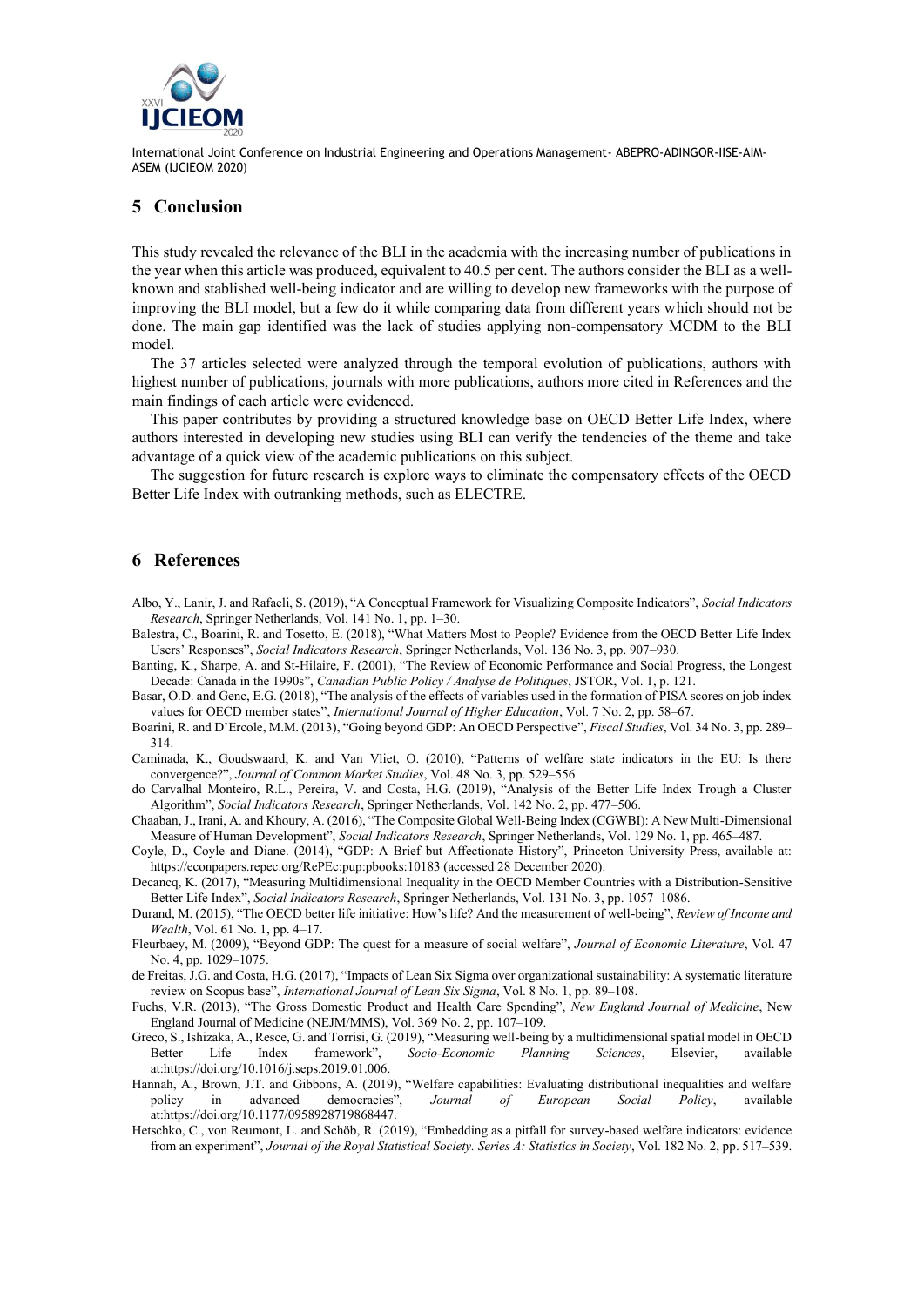## 5 Conclusion

This study revealed the relevance of the BLI in the academia with the increasing number of publications in the year when this article was produced, equivalent to 40.5 per cent. The authors consider the BLI as a well-known and stablished well-being indicator and are willing to develop new frameworks with the purpose of improving the BLI model, but a few do it while comparing data from different years which should not be done. The main gap identified was the lack of studies applying non-compensatory MCDM to the BLI model.

The 37 articles selected were analyzed through the temporal evolution of publications, authors with highest number of publications, journals with more publications, authors more cited in References and the main findings of each article were evidenced.

This paper contributes by providing a structured knowledge base on OECD Better Life Index, where authors interested in developing new studies using BLI can verify the tendencies of the theme and take advantage of a quick view of the academic publications on this subject.

The suggestion for future research is explore ways to eliminate the compensatory effects of the OECD Better Life Index with outranking methods, such as ELECTRE.

## 6 References

Albo, Y., Lanir, J. and Rafaeli, S. (2019), "A Conceptual Framework for Visualizing Composite Indicators", *Social Indicators Research*, Springer Netherlands, Vol. 141 No. 1, pp. 1–30.

Balestra, C., Boarini, R. and Tosetto, E. (2018), "What Matters Most to People? Evidence from the OECD Better Life Index Users' Responses", *Social Indicators Research*, Springer Netherlands, Vol. 136 No. 3, pp. 907–930.

Banting, K., Sharpe, A. and St-Hilaire, F. (2001), "The Review of Economic Performance and Social Progress, the Longest Decade: Canada in the 1990s", *Canadian Public Policy / Analyse de Politiques*, JSTOR, Vol. 1, p. 121.

Basar, O.D. and Genc, E.G. (2018), "The analysis of the effects of variables used in the formation of PISA scores on job index values for OECD member states", *International Journal of Higher Education*, Vol. 7 No. 2, pp. 58–67.

Boarini, R. and D'Ercole, M.M. (2013), "Going beyond GDP: An OECD Perspective", *Fiscal Studies*, Vol. 34 No. 3, pp. 289–314.

Caminada, K., Goudswaard, K. and Van Vliet, O. (2010), "Patterns of welfare state indicators in the EU: Is there convergence?", *Journal of Common Market Studies*, Vol. 48 No. 3, pp. 529–556.

do Carvalhal Monteiro, R.L., Pereira, V. and Costa, H.G. (2019), "Analysis of the Better Life Index Trough a Cluster Algorithm", *Social Indicators Research*, Springer Netherlands, Vol. 142 No. 2, pp. 477–506.

Chaaban, J., Irani, A. and Khoury, A. (2016), "The Composite Global Well-Being Index (CGWBI): A New Multi-Dimensional Measure of Human Development", *Social Indicators Research*, Springer Netherlands, Vol. 129 No. 1, pp. 465–487.

Coyle, D., Coyle and Diane. (2014), "GDP: A Brief but Affectionate History", Princeton University Press, available at: https://econpapers.repec.org/RePEc:pup:pbooks:10183 (accessed 28 December 2020).

Decancq, K. (2017), "Measuring Multidimensional Inequality in the OECD Member Countries with a Distribution-Sensitive Better Life Index", *Social Indicators Research*, Springer Netherlands, Vol. 131 No. 3, pp. 1057–1086.

Durand, M. (2015), "The OECD better life initiative: How's life? And the measurement of well-being", *Review of Income and Wealth*, Vol. 61 No. 1, pp. 4–17.

Fleurbaey, M. (2009), "Beyond GDP: The quest for a measure of social welfare", *Journal of Economic Literature*, Vol. 47 No. 4, pp. 1029–1075.

de Freitas, J.G. and Costa, H.G. (2017), "Impacts of Lean Six Sigma over organizational sustainability: A systematic literature review on Scopus base", *International Journal of Lean Six Sigma*, Vol. 8 No. 1, pp. 89–108.

Fuchs, V.R. (2013), "The Gross Domestic Product and Health Care Spending", *New England Journal of Medicine*, New England Journal of Medicine (NEJM/MMS), Vol. 369 No. 2, pp. 107–109.

Greco, S., Ishizaka, A., Resce, G. and Torrisi, G. (2019), "Measuring well-being by a multidimensional spatial model in OECD Better Life Index framework", *Socio-Economic Planning Sciences*, Elsevier, available at:https://doi.org/10.1016/j.seps.2019.01.006.

Hannah, A., Brown, J.T. and Gibbons, A. (2019), "Welfare capabilities: Evaluating distributional inequalities and welfare policy in advanced democracies", *Journal of European Social Policy*, available at:https://doi.org/10.1177/0958928719868447.

Hetschko, C., von Reumont, L. and Schöb, R. (2019), "Embedding as a pitfall for survey-based welfare indicators: evidence from an experiment", *Journal of the Royal Statistical Society. Series A: Statistics in Society*, Vol. 182 No. 2, pp. 517–539.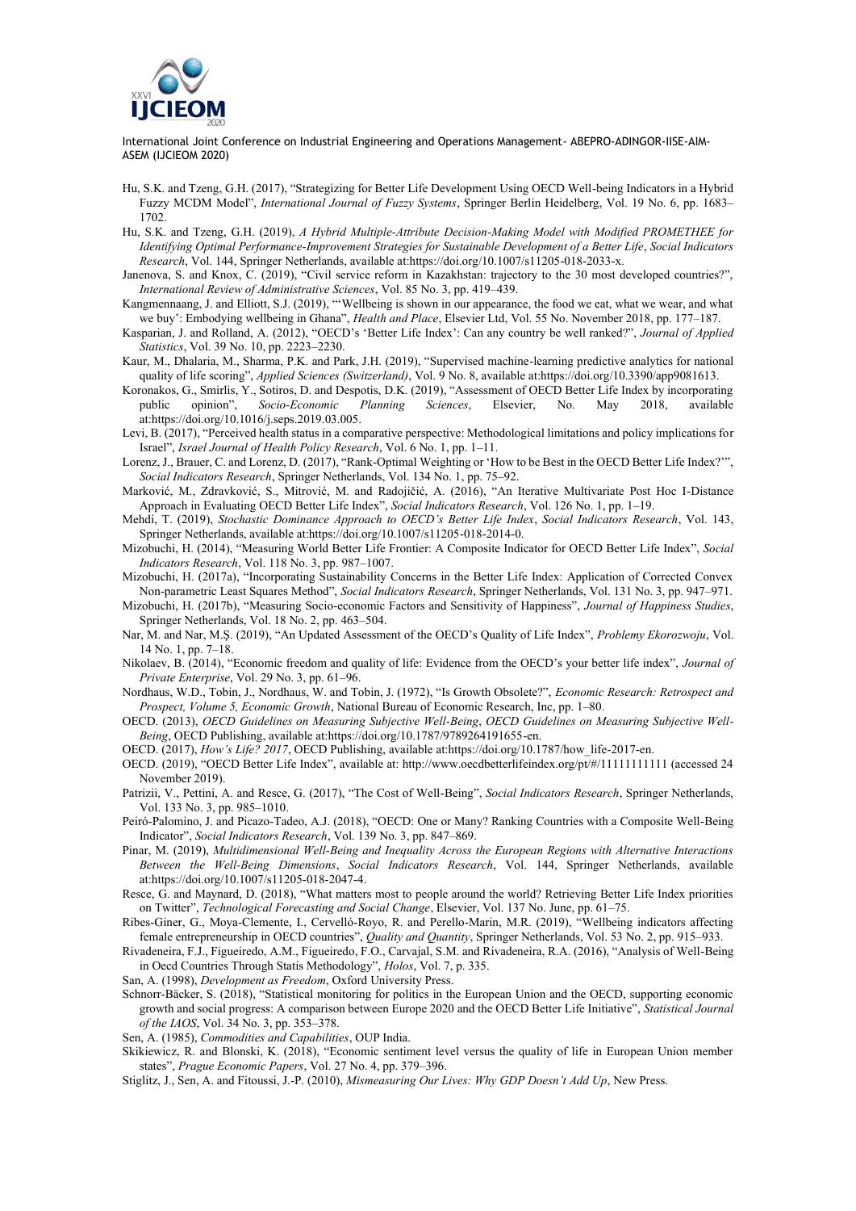Hu, S.K. and Tzeng, G.H. (2017), "Strategizing for Better Life Development Using OECD Well-being Indicators in a Hybrid Fuzzy MCDM Model", *International Journal of Fuzzy Systems*, Springer Berlin Heidelberg, Vol. 19 No. 6, pp. 1683–1702.

Hu, S.K. and Tzeng, G.H. (2019), *A Hybrid Multiple-Attribute Decision-Making Model with Modified PROMETHEE for Identifying Optimal Performance-Improvement Strategies for Sustainable Development of a Better Life*, *Social Indicators Research*, Vol. 144, Springer Netherlands, available at:https://doi.org/10.1007/s11205-018-2033-x.

Janenova, S. and Knox, C. (2019), "Civil service reform in Kazakhstan: trajectory to the 30 most developed countries?", *International Review of Administrative Sciences*, Vol. 85 No. 3, pp. 419–439.

Kangmennaang, J. and Elliott, S.J. (2019), "'Wellbeing is shown in our appearance, the food we eat, what we wear, and what we buy': Embodying wellbeing in Ghana", *Health and Place*, Elsevier Ltd, Vol. 55 No. November 2018, pp. 177–187.

Kasparian, J. and Rolland, A. (2012), "OECD's 'Better Life Index': Can any country be well ranked?", *Journal of Applied Statistics*, Vol. 39 No. 10, pp. 2223–2230.

Kaur, M., Dhalaria, M., Sharma, P.K. and Park, J.H. (2019), "Supervised machine-learning predictive analytics for national quality of life scoring", *Applied Sciences (Switzerland)*, Vol. 9 No. 8, available at:https://doi.org/10.3390/app9081613.

Koronakos, G., Smirlis, Y., Sotiros, D. and Despotis, D.K. (2019), "Assessment of OECD Better Life Index by incorporating public opinion", *Socio-Economic Planning Sciences*, Elsevier, No. May 2018, available at:https://doi.org/10.1016/j.seps.2019.03.005.

Levi, B. (2017), "Perceived health status in a comparative perspective: Methodological limitations and policy implications for Israel", *Israel Journal of Health Policy Research*, Vol. 6 No. 1, pp. 1–11.

Lorenz, J., Brauer, C. and Lorenz, D. (2017), "Rank-Optimal Weighting or 'How to be Best in the OECD Better Life Index?'", *Social Indicators Research*, Springer Netherlands, Vol. 134 No. 1, pp. 75–92.

Marković, M., Zdravković, S., Mitrović, M. and Radojičić, A. (2016), "An Iterative Multivariate Post Hoc I-Distance Approach in Evaluating OECD Better Life Index", *Social Indicators Research*, Vol. 126 No. 1, pp. 1–19.

Mehdi, T. (2019), *Stochastic Dominance Approach to OECD's Better Life Index*, *Social Indicators Research*, Vol. 143, Springer Netherlands, available at:https://doi.org/10.1007/s11205-018-2014-0.

Mizobuchi, H. (2014), "Measuring World Better Life Frontier: A Composite Indicator for OECD Better Life Index", *Social Indicators Research*, Vol. 118 No. 3, pp. 987–1007.

Mizobuchi, H. (2017a), "Incorporating Sustainability Concerns in the Better Life Index: Application of Corrected Convex Non-parametric Least Squares Method", *Social Indicators Research*, Springer Netherlands, Vol. 131 No. 3, pp. 947–971.

Mizobuchi, H. (2017b), "Measuring Socio-economic Factors and Sensitivity of Happiness", *Journal of Happiness Studies*, Springer Netherlands, Vol. 18 No. 2, pp. 463–504.

Nar, M. and Nar, M.Ş. (2019), "An Updated Assessment of the OECD's Quality of Life Index", *Problemy Ekorozwoju*, Vol. 14 No. 1, pp. 7–18.

Nikolaev, B. (2014), "Economic freedom and quality of life: Evidence from the OECD's your better life index", *Journal of Private Enterprise*, Vol. 29 No. 3, pp. 61–96.

Nordhaus, W.D., Tobin, J., Nordhaus, W. and Tobin, J. (1972), "Is Growth Obsolete?", *Economic Research: Retrospect and Prospect, Volume 5, Economic Growth*, National Bureau of Economic Research, Inc, pp. 1–80.

OECD. (2013), *OECD Guidelines on Measuring Subjective Well-Being*, *OECD Guidelines on Measuring Subjective Well-Being*, OECD Publishing, available at:https://doi.org/10.1787/9789264191655-en.

OECD. (2017), *How's Life? 2017*, OECD Publishing, available at:https://doi.org/10.1787/how_life-2017-en.

OECD. (2019), "OECD Better Life Index", available at: http://www.oecdbetterlifeindex.org/pt/#/11111111111 (accessed 24 November 2019).

Patrizii, V., Pettini, A. and Resce, G. (2017), "The Cost of Well-Being", *Social Indicators Research*, Springer Netherlands, Vol. 133 No. 3, pp. 985–1010.

Peiró-Palomino, J. and Picazo-Tadeo, A.J. (2018), "OECD: One or Many? Ranking Countries with a Composite Well-Being Indicator", *Social Indicators Research*, Vol. 139 No. 3, pp. 847–869.

Pinar, M. (2019), *Multidimensional Well-Being and Inequality Across the European Regions with Alternative Interactions Between the Well-Being Dimensions*, *Social Indicators Research*, Vol. 144, Springer Netherlands, available at:https://doi.org/10.1007/s11205-018-2047-4.

Resce, G. and Maynard, D. (2018), "What matters most to people around the world? Retrieving Better Life Index priorities on Twitter", *Technological Forecasting and Social Change*, Elsevier, Vol. 137 No. June, pp. 61–75.

Ribes-Giner, G., Moya-Clemente, I., Cervelló-Royo, R. and Perello-Marin, M.R. (2019), "Wellbeing indicators affecting female entrepreneurship in OECD countries", *Quality and Quantity*, Springer Netherlands, Vol. 53 No. 2, pp. 915–933.

Rivadeneira, F.J., Figueiredo, A.M., Figueiredo, F.O., Carvajal, S.M. and Rivadeneira, R.A. (2016), "Analysis of Well-Being in Oecd Countries Through Statis Methodology", *Holos*, Vol. 7, p. 335.

San, A. (1998), *Development as Freedom*, Oxford University Press.

Schnorr-Bäcker, S. (2018), "Statistical monitoring for politics in the European Union and the OECD, supporting economic growth and social progress: A comparison between Europe 2020 and the OECD Better Life Initiative", *Statistical Journal of the IAOS*, Vol. 34 No. 3, pp. 353–378.

Sen, A. (1985), *Commodities and Capabilities*, OUP India.

Skikiewicz, R. and Blonski, K. (2018), "Economic sentiment level versus the quality of life in European Union member states", *Prague Economic Papers*, Vol. 27 No. 4, pp. 379–396.

Stiglitz, J., Sen, A. and Fitoussi, J.-P. (2010), *Mismeasuring Our Lives: Why GDP Doesn't Add Up*, New Press.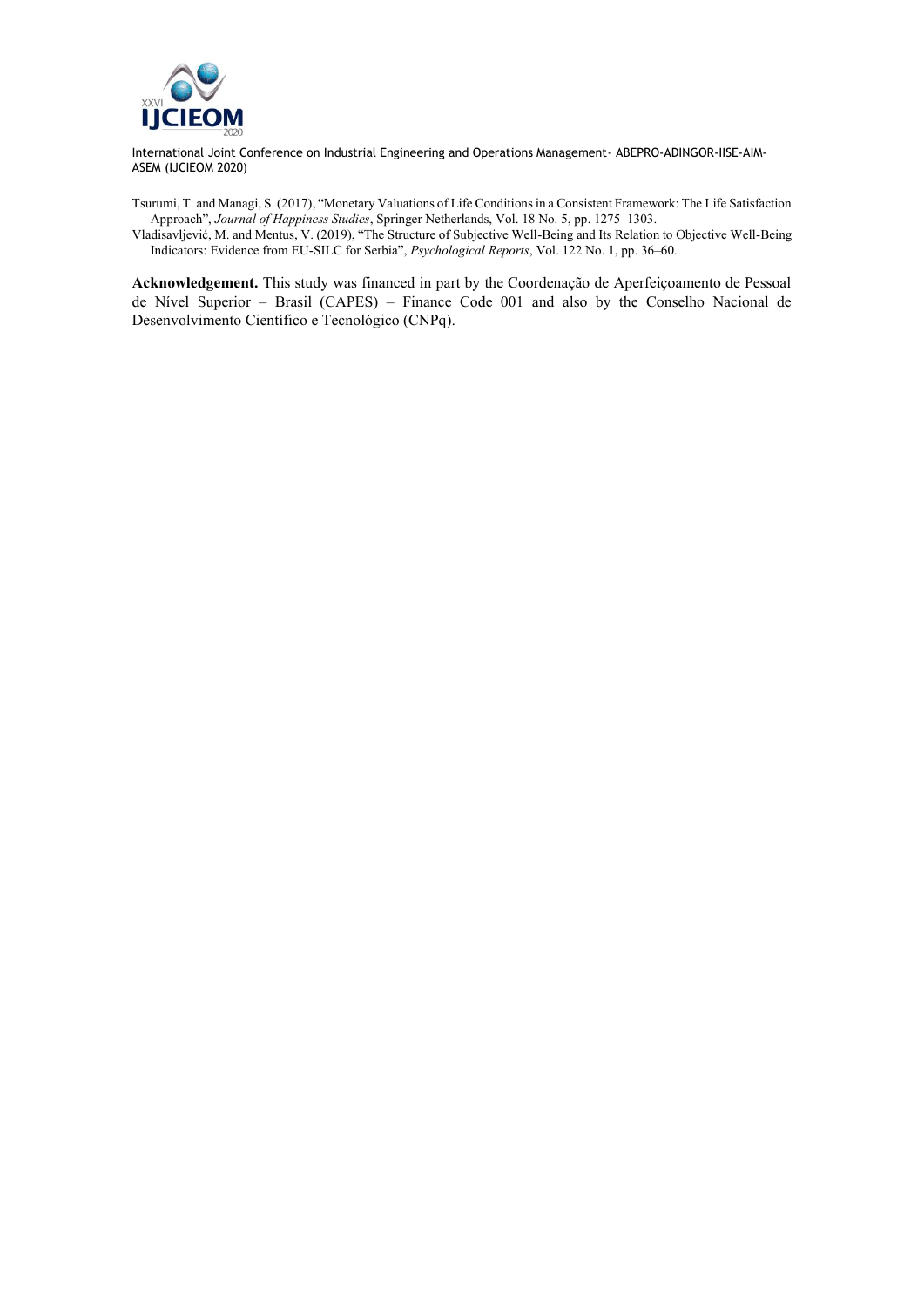Tsurumi, T. and Managi, S. (2017), "Monetary Valuations of Life Conditions in a Consistent Framework: The Life Satisfaction Approach", *Journal of Happiness Studies*, Springer Netherlands, Vol. 18 No. 5, pp. 1275–1303.

Vladisavljević, M. and Mentus, V. (2019), "The Structure of Subjective Well-Being and Its Relation to Objective Well-Being Indicators: Evidence from EU-SILC for Serbia", *Psychological Reports*, Vol. 122 No. 1, pp. 36–60.

**Acknowledgement.** This study was financed in part by the Coordenação de Aperfeiçoamento de Pessoal de Nível Superior – Brasil (CAPES) – Finance Code 001 and also by the Conselho Nacional de Desenvolvimento Científico e Tecnológico (CNPq).